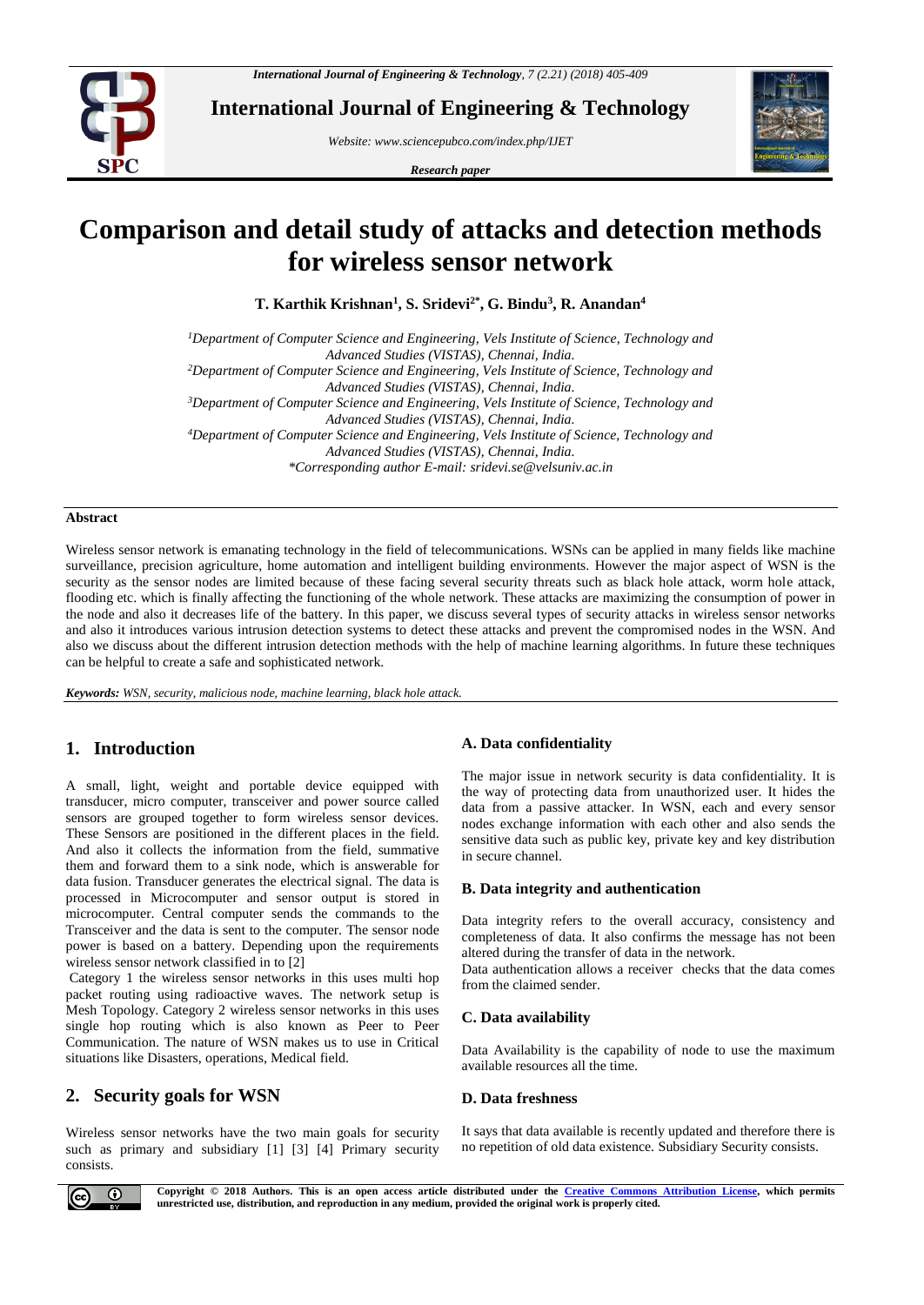# Comparison and detail study of attacks and detection methods for wireless sensor network

**T. Karthik Krishnan[1], S. Sridevi[2*], G. Bindu[3], R. Anandan[4]**

*[1]Department of Computer Science and Engineering, Vels Institute of Science, Technology and Advanced Studies (VISTAS), Chennai, India.*
*[2]Department of Computer Science and Engineering, Vels Institute of Science, Technology and Advanced Studies (VISTAS), Chennai, India.*
*[3]Department of Computer Science and Engineering, Vels Institute of Science, Technology and Advanced Studies (VISTAS), Chennai, India.*
*[4]Department of Computer Science and Engineering, Vels Institute of Science, Technology and Advanced Studies (VISTAS), Chennai, India.*
*\*Corresponding author E-mail: sridevi.se@velsuniv.ac.in*

**Abstract**

Wireless sensor network is emanating technology in the field of telecommunications. WSNs can be applied in many fields like machine surveillance, precision agriculture, home automation and intelligent building environments. However the major aspect of WSN is the security as the sensor nodes are limited because of these facing several security threats such as black hole attack, worm hole attack, flooding etc. which is finally affecting the functioning of the whole network. These attacks are maximizing the consumption of power in the node and also it decreases life of the battery. In this paper, we discuss several types of security attacks in wireless sensor networks and also it introduces various intrusion detection systems to detect these attacks and prevent the compromised nodes in the WSN. And also we discuss about the different intrusion detection methods with the help of machine learning algorithms. In future these techniques can be helpful to create a safe and sophisticated network.

***Keywords:*** *WSN, security, malicious node, machine learning, black hole attack.*

## 1. Introduction

A small, light, weight and portable device equipped with transducer, micro computer, transceiver and power source called sensors are grouped together to form wireless sensor devices. These Sensors are positioned in the different places in the field. And also it collects the information from the field, summative them and forward them to a sink node, which is answerable for data fusion. Transducer generates the electrical signal. The data is processed in Microcomputer and sensor output is stored in microcomputer. Central computer sends the commands to the Transceiver and the data is sent to the computer. The sensor node power is based on a battery. Depending upon the requirements wireless sensor network classified in to [2]

Category 1 the wireless sensor networks in this uses multi hop packet routing using radioactive waves. The network setup is Mesh Topology. Category 2 wireless sensor networks in this uses single hop routing which is also known as Peer to Peer Communication. The nature of WSN makes us to use in Critical situations like Disasters, operations, Medical field.

## 2. Security goals for WSN

Wireless sensor networks have the two main goals for security such as primary and subsidiary [1] [3] [4] Primary security consists.

### A. Data confidentiality

The major issue in network security is data confidentiality. It is the way of protecting data from unauthorized user. It hides the data from a passive attacker. In WSN, each and every sensor nodes exchange information with each other and also sends the sensitive data such as public key, private key and key distribution in secure channel.

### B. Data integrity and authentication

Data integrity refers to the overall accuracy, consistency and completeness of data. It also confirms the message has not been altered during the transfer of data in the network.

Data authentication allows a receiver checks that the data comes from the claimed sender.

### C. Data availability

Data Availability is the capability of node to use the maximum available resources all the time.

### D. Data freshness

It says that data available is recently updated and therefore there is no repetition of old data existence. Subsidiary Security consists.

**Copyright © 2018 Authors. This is an open access article distributed under the Creative Commons Attribution License, which permits unrestricted use, distribution, and reproduction in any medium, provided the original work is properly cited.**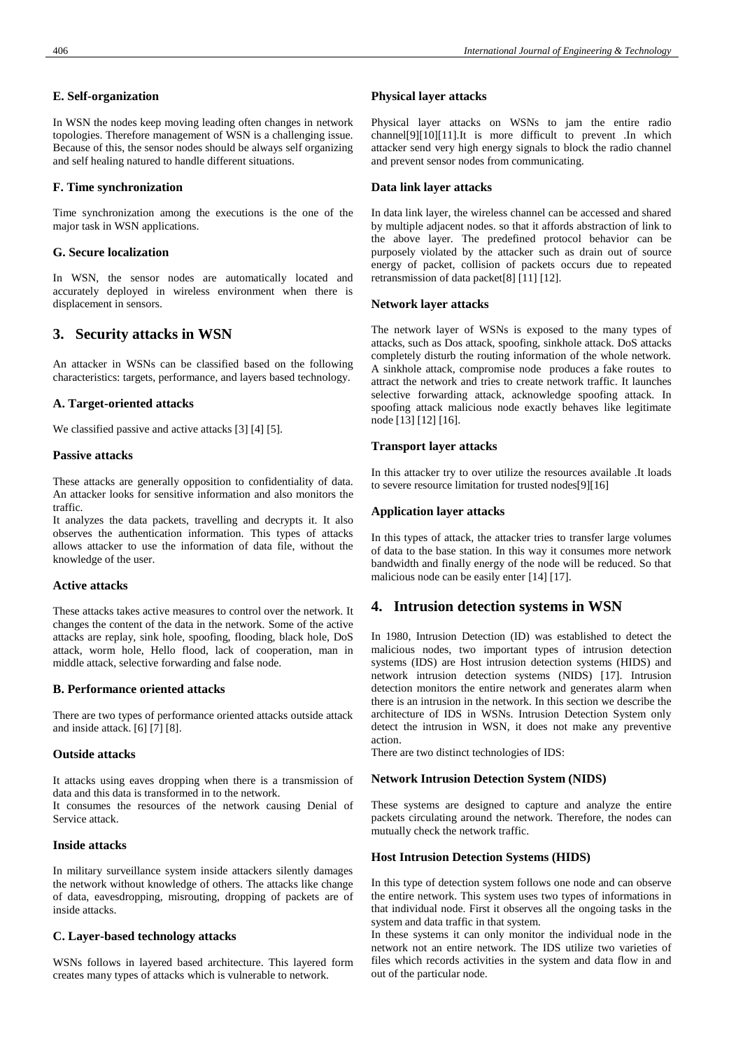### E. Self-organization

In WSN the nodes keep moving leading often changes in network topologies. Therefore management of WSN is a challenging issue. Because of this, the sensor nodes should be always self organizing and self healing natured to handle different situations.

### F. Time synchronization

Time synchronization among the executions is the one of the major task in WSN applications.

### G. Secure localization

In WSN, the sensor nodes are automatically located and accurately deployed in wireless environment when there is displacement in sensors.

## 3. Security attacks in WSN

An attacker in WSNs can be classified based on the following characteristics: targets, performance, and layers based technology.

### A. Target-oriented attacks

We classified passive and active attacks [3] [4] [5].

#### Passive attacks

These attacks are generally opposition to confidentiality of data. An attacker looks for sensitive information and also monitors the traffic.

It analyzes the data packets, travelling and decrypts it. It also observes the authentication information. This types of attacks allows attacker to use the information of data file, without the knowledge of the user.

#### Active attacks

These attacks takes active measures to control over the network. It changes the content of the data in the network. Some of the active attacks are replay, sink hole, spoofing, flooding, black hole, DoS attack, worm hole, Hello flood, lack of cooperation, man in middle attack, selective forwarding and false node.

### B. Performance oriented attacks

There are two types of performance oriented attacks outside attack and inside attack. [6] [7] [8].

#### Outside attacks

It attacks using eaves dropping when there is a transmission of data and this data is transformed in to the network.

It consumes the resources of the network causing Denial of Service attack.

#### Inside attacks

In military surveillance system inside attackers silently damages the network without knowledge of others. The attacks like change of data, eavesdropping, misrouting, dropping of packets are of inside attacks.

### C. Layer-based technology attacks

WSNs follows in layered based architecture. This layered form creates many types of attacks which is vulnerable to network.

#### Physical layer attacks

Physical layer attacks on WSNs to jam the entire radio channel[9][10][11].It is more difficult to prevent .In which attacker send very high energy signals to block the radio channel and prevent sensor nodes from communicating.

#### Data link layer attacks

In data link layer, the wireless channel can be accessed and shared by multiple adjacent nodes. so that it affords abstraction of link to the above layer. The predefined protocol behavior can be purposely violated by the attacker such as drain out of source energy of packet, collision of packets occurs due to repeated retransmission of data packet[8] [11] [12].

#### Network layer attacks

The network layer of WSNs is exposed to the many types of attacks, such as Dos attack, spoofing, sinkhole attack. DoS attacks completely disturb the routing information of the whole network. A sinkhole attack, compromise node produces a fake routes to attract the network and tries to create network traffic. It launches selective forwarding attack, acknowledge spoofing attack. In spoofing attack malicious node exactly behaves like legitimate node [13] [12] [16].

#### Transport layer attacks

In this attacker try to over utilize the resources available .It loads to severe resource limitation for trusted nodes[9][16]

#### Application layer attacks

In this types of attack, the attacker tries to transfer large volumes of data to the base station. In this way it consumes more network bandwidth and finally energy of the node will be reduced. So that malicious node can be easily enter [14] [17].

## 4. Intrusion detection systems in WSN

In 1980, Intrusion Detection (ID) was established to detect the malicious nodes, two important types of intrusion detection systems (IDS) are Host intrusion detection systems (HIDS) and network intrusion detection systems (NIDS) [17]. Intrusion detection monitors the entire network and generates alarm when there is an intrusion in the network. In this section we describe the architecture of IDS in WSNs. Intrusion Detection System only detect the intrusion in WSN, it does not make any preventive action.

There are two distinct technologies of IDS:

#### Network Intrusion Detection System (NIDS)

These systems are designed to capture and analyze the entire packets circulating around the network. Therefore, the nodes can mutually check the network traffic.

#### Host Intrusion Detection Systems (HIDS)

In this type of detection system follows one node and can observe the entire network. This system uses two types of informations in that individual node. First it observes all the ongoing tasks in the system and data traffic in that system.

In these systems it can only monitor the individual node in the network not an entire network. The IDS utilize two varieties of files which records activities in the system and data flow in and out of the particular node.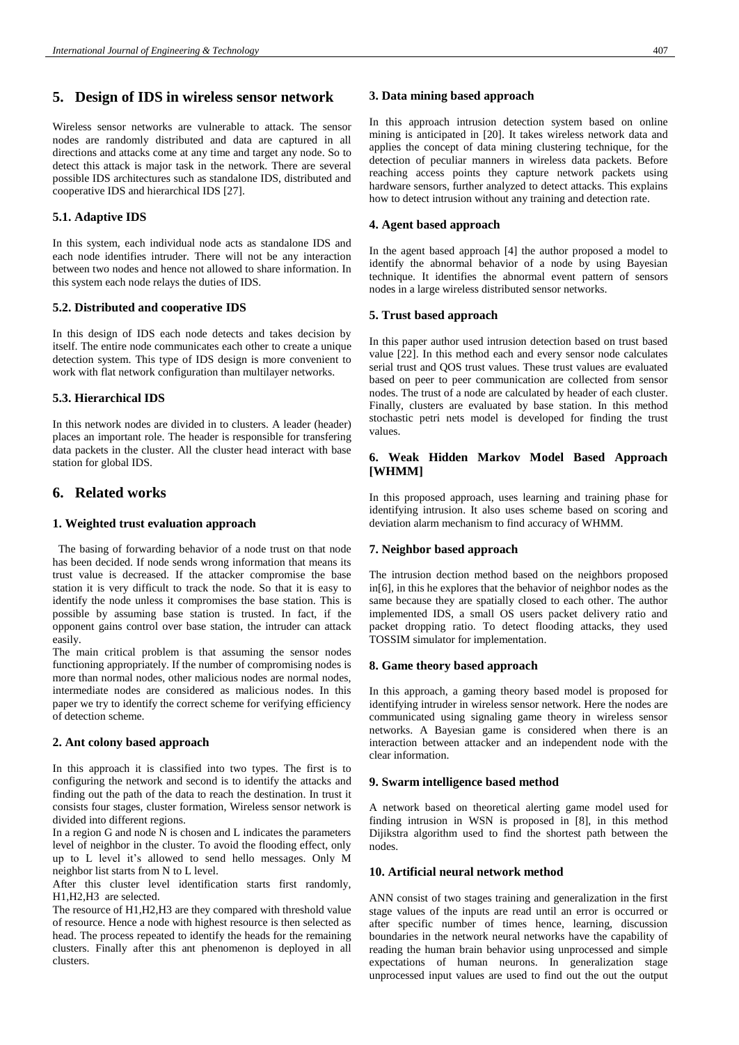## 5. Design of IDS in wireless sensor network

Wireless sensor networks are vulnerable to attack. The sensor nodes are randomly distributed and data are captured in all directions and attacks come at any time and target any node. So to detect this attack is major task in the network. There are several possible IDS architectures such as standalone IDS, distributed and cooperative IDS and hierarchical IDS [27].

### 5.1. Adaptive IDS

In this system, each individual node acts as standalone IDS and each node identifies intruder. There will not be any interaction between two nodes and hence not allowed to share information. In this system each node relays the duties of IDS.

### 5.2. Distributed and cooperative IDS

In this design of IDS each node detects and takes decision by itself. The entire node communicates each other to create a unique detection system. This type of IDS design is more convenient to work with flat network configuration than multilayer networks.

### 5.3. Hierarchical IDS

In this network nodes are divided in to clusters. A leader (header) places an important role. The header is responsible for transfering data packets in the cluster. All the cluster head interact with base station for global IDS.

## 6. Related works

### 1. Weighted trust evaluation approach

The basing of forwarding behavior of a node trust on that node has been decided. If node sends wrong information that means its trust value is decreased. If the attacker compromise the base station it is very difficult to track the node. So that it is easy to identify the node unless it compromises the base station. This is possible by assuming base station is trusted. In fact, if the opponent gains control over base station, the intruder can attack easily.

The main critical problem is that assuming the sensor nodes functioning appropriately. If the number of compromising nodes is more than normal nodes, other malicious nodes are normal nodes, intermediate nodes are considered as malicious nodes. In this paper we try to identify the correct scheme for verifying efficiency of detection scheme.

### 2. Ant colony based approach

In this approach it is classified into two types. The first is to configuring the network and second is to identify the attacks and finding out the path of the data to reach the destination. In trust it consists four stages, cluster formation, Wireless sensor network is divided into different regions.

In a region G and node N is chosen and L indicates the parameters level of neighbor in the cluster. To avoid the flooding effect, only up to L level it's allowed to send hello messages. Only M neighbor list starts from N to L level.

After this cluster level identification starts first randomly, H1,H2,H3 are selected.

The resource of H1,H2,H3 are they compared with threshold value of resource. Hence a node with highest resource is then selected as head. The process repeated to identify the heads for the remaining clusters. Finally after this ant phenomenon is deployed in all clusters.

### 3. Data mining based approach

In this approach intrusion detection system based on online mining is anticipated in [20]. It takes wireless network data and applies the concept of data mining clustering technique, for the detection of peculiar manners in wireless data packets. Before reaching access points they capture network packets using hardware sensors, further analyzed to detect attacks. This explains how to detect intrusion without any training and detection rate.

### 4. Agent based approach

In the agent based approach [4] the author proposed a model to identify the abnormal behavior of a node by using Bayesian technique. It identifies the abnormal event pattern of sensors nodes in a large wireless distributed sensor networks.

### 5. Trust based approach

In this paper author used intrusion detection based on trust based value [22]. In this method each and every sensor node calculates serial trust and QOS trust values. These trust values are evaluated based on peer to peer communication are collected from sensor nodes. The trust of a node are calculated by header of each cluster. Finally, clusters are evaluated by base station. In this method stochastic petri nets model is developed for finding the trust values.

### 6. Weak Hidden Markov Model Based Approach [WHMM]

In this proposed approach, uses learning and training phase for identifying intrusion. It also uses scheme based on scoring and deviation alarm mechanism to find accuracy of WHMM.

### 7. Neighbor based approach

The intrusion dection method based on the neighbors proposed in[6], in this he explores that the behavior of neighbor nodes as the same because they are spatially closed to each other. The author implemented IDS, a small OS users packet delivery ratio and packet dropping ratio. To detect flooding attacks, they used TOSSIM simulator for implementation.

### 8. Game theory based approach

In this approach, a gaming theory based model is proposed for identifying intruder in wireless sensor network. Here the nodes are communicated using signaling game theory in wireless sensor networks. A Bayesian game is considered when there is an interaction between attacker and an independent node with the clear information.

### 9. Swarm intelligence based method

A network based on theoretical alerting game model used for finding intrusion in WSN is proposed in [8], in this method Dijikstra algorithm used to find the shortest path between the nodes.

### 10. Artificial neural network method

ANN consist of two stages training and generalization in the first stage values of the inputs are read until an error is occurred or after specific number of times hence, learning, discussion boundaries in the network neural networks have the capability of reading the human brain behavior using unprocessed and simple expectations of human neurons. In generalization stage unprocessed input values are used to find out the out the output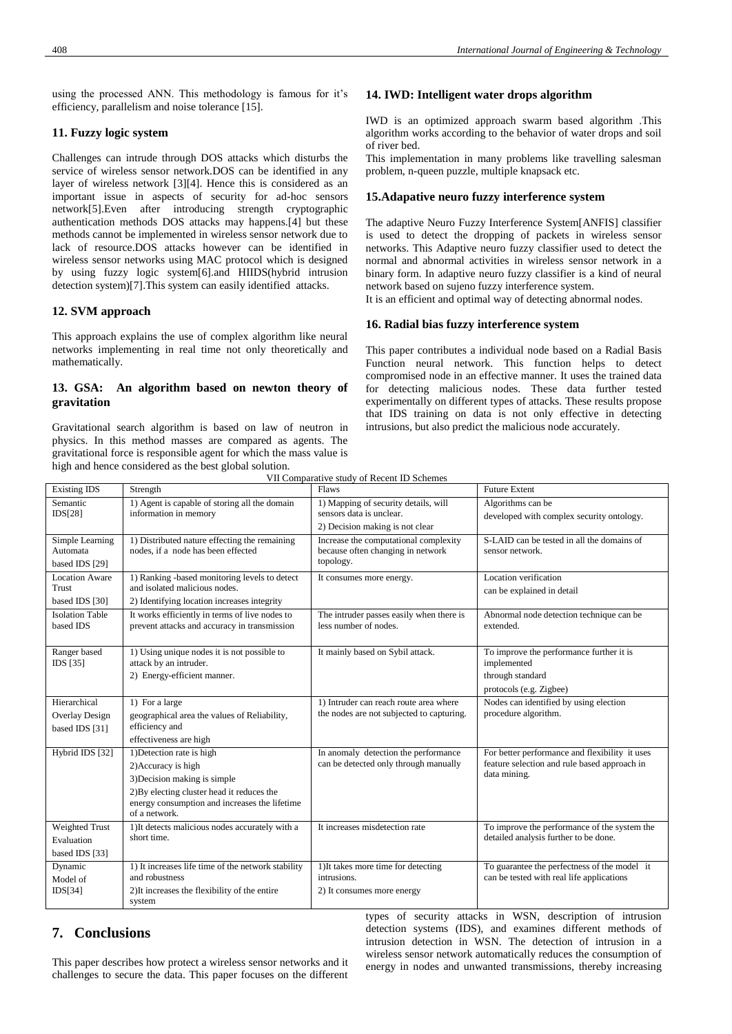using the processed ANN. This methodology is famous for it's efficiency, parallelism and noise tolerance [15].

### 11. Fuzzy logic system

Challenges can intrude through DOS attacks which disturbs the service of wireless sensor network.DOS can be identified in any layer of wireless network [3][4]. Hence this is considered as an important issue in aspects of security for ad-hoc sensors network[5].Even after introducing strength cryptographic authentication methods DOS attacks may happens.[4] but these methods cannot be implemented in wireless sensor network due to lack of resource.DOS attacks however can be identified in wireless sensor networks using MAC protocol which is designed by using fuzzy logic system[6].and HIIDS(hybrid intrusion detection system)[7].This system can easily identified attacks.

### 12. SVM approach

This approach explains the use of complex algorithm like neural networks implementing in real time not only theoretically and mathematically.

### 13. GSA: An algorithm based on newton theory of gravitation

Gravitational search algorithm is based on law of neutron in physics. In this method masses are compared as agents. The gravitational force is responsible agent for which the mass value is high and hence considered as the best global solution.

### 14. IWD: Intelligent water drops algorithm

IWD is an optimized approach swarm based algorithm .This algorithm works according to the behavior of water drops and soil of river bed.

This implementation in many problems like travelling salesman problem, n-queen puzzle, multiple knapsack etc.

### 15.Adapative neuro fuzzy interference system

The adaptive Neuro Fuzzy Interference System[ANFIS] classifier is used to detect the dropping of packets in wireless sensor networks. This Adaptive neuro fuzzy classifier used to detect the normal and abnormal activities in wireless sensor network in a binary form. In adaptive neuro fuzzy classifier is a kind of neural network based on sujeno fuzzy interference system.

It is an efficient and optimal way of detecting abnormal nodes.

### 16. Radial bias fuzzy interference system

This paper contributes a individual node based on a Radial Basis Function neural network. This function helps to detect compromised node in an effective manner. It uses the trained data for detecting malicious nodes. These data further tested experimentally on different types of attacks. These results propose that IDS training on data is not only effective in detecting intrusions, but also predict the malicious node accurately.

VII Comparative study of Recent ID Schemes

| Existing IDS | Strength | Flaws | Future Extent |
|---|---|---|---|
| Semantic IDS[28] | 1) Agent is capable of storing all the domain information in memory | 1) Mapping of security details, will sensors data is unclear.<br>2) Decision making is not clear | Algorithms can be developed with complex security ontology. |
| Simple Learning Automata based IDS [29] | 1) Distributed nature effecting the remaining nodes, if a node has been effected | Increase the computational complexity because often changing in network topology. | S-LAID can be tested in all the domains of sensor network. |
| Location Aware Trust based IDS [30] | 1) Ranking -based monitoring levels to detect and isolated malicious nodes.<br>2) Identifying location increases integrity | It consumes more energy. | Location verification can be explained in detail |
| Isolation Table based IDS | It works efficiently in terms of live nodes to prevent attacks and accuracy in transmission | The intruder passes easily when there is less number of nodes. | Abnormal node detection technique can be extended. |
| Ranger based IDS [35] | 1) Using unique nodes it is not possible to attack by an intruder.<br>2) Energy-efficient manner. | It mainly based on Sybil attack. | To improve the performance further it is implemented through standard protocols (e.g. Zigbee) |
| Hierarchical Overlay Design based IDS [31] | 1) For a large geographical area the values of Reliability, efficiency and effectiveness are high | 1) Intruder can reach route area where the nodes are not subjected to capturing. | Nodes can identified by using election procedure algorithm. |
| Hybrid IDS [32] | 1)Detection rate is high<br>2)Accuracy is high<br>3)Decision making is simple<br>2)By electing cluster head it reduces the energy consumption and increases the lifetime of a network. | In anomaly detection the performance can be detected only through manually | For better performance and flexibility it uses feature selection and rule based approach in data mining. |
| Weighted Trust Evaluation based IDS [33] | 1)It detects malicious nodes accurately with a short time. | It increases misdetection rate | To improve the performance of the system the detailed analysis further to be done. |
| Dynamic Model of IDS[34] | 1) It increases life time of the network stability and robustness<br>2)It increases the flexibility of the entire system | 1)It takes more time for detecting intrusions.<br>2) It consumes more energy | To guarantee the perfectness of the model it can be tested with real life applications |

## 7. Conclusions

This paper describes how protect a wireless sensor networks and it challenges to secure the data. This paper focuses on the different types of security attacks in WSN, description of intrusion detection systems (IDS), and examines different methods of intrusion detection in WSN. The detection of intrusion in a wireless sensor network automatically reduces the consumption of energy in nodes and unwanted transmissions, thereby increasing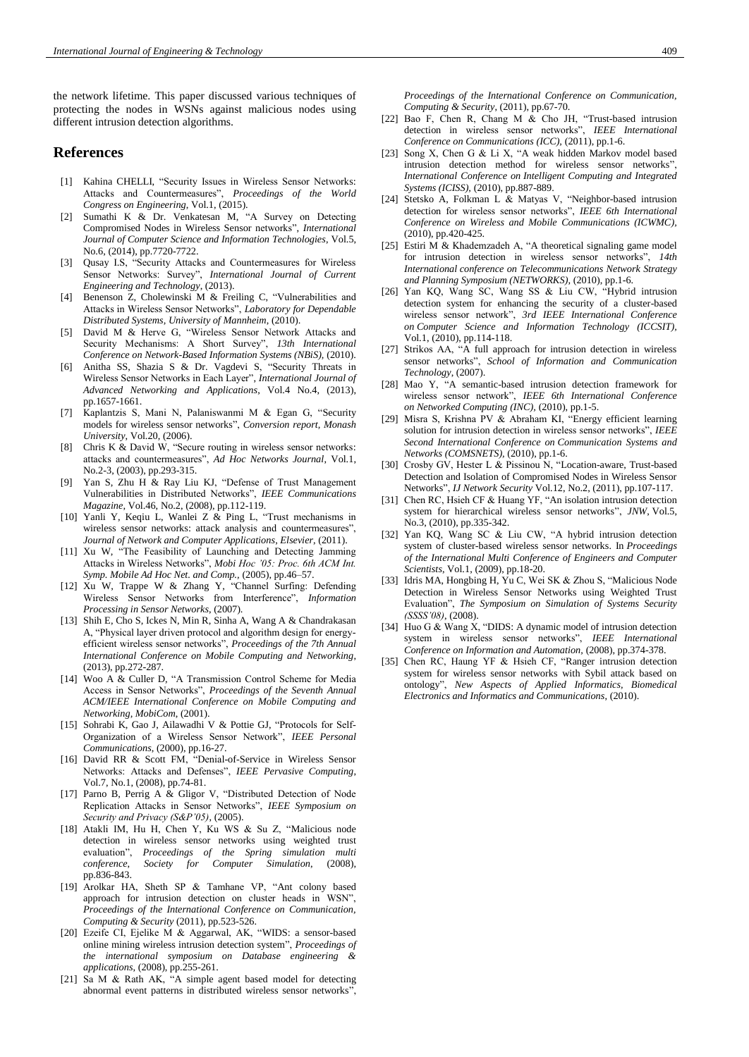the network lifetime. This paper discussed various techniques of protecting the nodes in WSNs against malicious nodes using different intrusion detection algorithms.

## References

[1] Kahina CHELLI, "Security Issues in Wireless Sensor Networks: Attacks and Countermeasures", *Proceedings of the World Congress on Engineering*, Vol.1, (2015).

[2] Sumathi K & Dr. Venkatesan M, "A Survey on Detecting Compromised Nodes in Wireless Sensor networks", *International Journal of Computer Science and Information Technologies*, Vol.5, No.6, (2014), pp.7720-7722.

[3] Qusay I.S, "Security Attacks and Countermeasures for Wireless Sensor Networks: Survey", *International Journal of Current Engineering and Technology*, (2013).

[4] Benenson Z, Cholewinski M & Freiling C, "Vulnerabilities and Attacks in Wireless Sensor Networks", *Laboratory for Dependable Distributed Systems, University of Mannheim*, (2010).

[5] David M & Herve G, "Wireless Sensor Network Attacks and Security Mechanisms: A Short Survey", *13th International Conference on Network-Based Information Systems (NBiS)*, (2010).

[6] Anitha SS, Shazia S & Dr. Vagdevi S, "Security Threats in Wireless Sensor Networks in Each Layer", *International Journal of Advanced Networking and Applications*, Vol.4 No.4, (2013), pp.1657-1661.

[7] Kaplantzis S, Mani N, Palaniswanmi M & Egan G, "Security models for wireless sensor networks", *Conversion report, Monash University*, Vol.20, (2006).

[8] Chris K & David W, "Secure routing in wireless sensor networks: attacks and countermeasures", *Ad Hoc Networks Journal*, Vol.1, No.2-3, (2003), pp.293-315.

[9] Yan S, Zhu H & Ray Liu KJ, "Defense of Trust Management Vulnerabilities in Distributed Networks", *IEEE Communications Magazine*, Vol.46, No.2, (2008), pp.112-119.

[10] Yanli Y, Keqiu L, Wanlei Z & Ping L, "Trust mechanisms in wireless sensor networks: attack analysis and countermeasures", *Journal of Network and Computer Applications, Elsevier*, (2011).

[11] Xu W, "The Feasibility of Launching and Detecting Jamming Attacks in Wireless Networks", *Mobi Hoc '05: Proc. 6th ACM Int. Symp. Mobile Ad Hoc Net. and Comp.*, (2005), pp.46–57.

[12] Xu W, Trappe W & Zhang Y, "Channel Surfing: Defending Wireless Sensor Networks from Interference", *Information Processing in Sensor Networks*, (2007).

[13] Shih E, Cho S, Ickes N, Min R, Sinha A, Wang A & Chandrakasan A, "Physical layer driven protocol and algorithm design for energy-efficient wireless sensor networks", *Proceedings of the 7th Annual International Conference on Mobile Computing and Networking*, (2013), pp.272-287.

[14] Woo A & Culler D, "A Transmission Control Scheme for Media Access in Sensor Networks", *Proceedings of the Seventh Annual ACM/IEEE International Conference on Mobile Computing and Networking, MobiCom*, (2001).

[15] Sohrabi K, Gao J, Ailawadhi V & Pottie GJ, "Protocols for Self-Organization of a Wireless Sensor Network", *IEEE Personal Communications*, (2000), pp.16-27.

[16] David RR & Scott FM, "Denial-of-Service in Wireless Sensor Networks: Attacks and Defenses", *IEEE Pervasive Computing*, Vol.7, No.1, (2008), pp.74-81.

[17] Parno B, Perrig A & Gligor V, "Distributed Detection of Node Replication Attacks in Sensor Networks", *IEEE Symposium on Security and Privacy (S&P'05)*, (2005).

[18] Atakli IM, Hu H, Chen Y, Ku WS & Su Z, "Malicious node detection in wireless sensor networks using weighted trust evaluation", *Proceedings of the Spring simulation multi conference, Society for Computer Simulation*, (2008), pp.836-843.

[19] Arolkar HA, Sheth SP & Tamhane VP, "Ant colony based approach for intrusion detection on cluster heads in WSN", *Proceedings of the International Conference on Communication, Computing & Security* (2011), pp.523-526.

[20] Ezeife CI, Ejelike M & Aggarwal, AK, "WIDS: a sensor-based online mining wireless intrusion detection system", *Proceedings of the international symposium on Database engineering & applications*, (2008), pp.255-261.

[21] Sa M & Rath AK, "A simple agent based model for detecting abnormal event patterns in distributed wireless sensor networks", *Proceedings of the International Conference on Communication, Computing & Security*, (2011), pp.67-70.

[22] Bao F, Chen R, Chang M & Cho JH, "Trust-based intrusion detection in wireless sensor networks", *IEEE International Conference on Communications (ICC)*, (2011), pp.1-6.

[23] Song X, Chen G & Li X, "A weak hidden Markov model based intrusion detection method for wireless sensor networks", *International Conference on Intelligent Computing and Integrated Systems (ICISS)*, (2010), pp.887-889.

[24] Stetsko A, Folkman L & Matyas V, "Neighbor-based intrusion detection for wireless sensor networks", *IEEE 6th International Conference on Wireless and Mobile Communications (ICWMC)*, (2010), pp.420-425.

[25] Estiri M & Khademzadeh A, "A theoretical signaling game model for intrusion detection in wireless sensor networks", *14th International conference on Telecommunications Network Strategy and Planning Symposium (NETWORKS)*, (2010), pp.1-6.

[26] Yan KQ, Wang SC, Wang SS & Liu CW, "Hybrid intrusion detection system for enhancing the security of a cluster-based wireless sensor network", *3rd IEEE International Conference on Computer Science and Information Technology (ICCSIT)*, Vol.1, (2010), pp.114-118.

[27] Strikos AA, "A full approach for intrusion detection in wireless sensor networks", *School of Information and Communication Technology*, (2007).

[28] Mao Y, "A semantic-based intrusion detection framework for wireless sensor network", *IEEE 6th International Conference on Networked Computing (INC)*, (2010), pp.1-5.

[29] Misra S, Krishna PV & Abraham KI, "Energy efficient learning solution for intrusion detection in wireless sensor networks", *IEEE Second International Conference on Communication Systems and Networks (COMSNETS)*, (2010), pp.1-6.

[30] Crosby GV, Hester L & Pissinou N, "Location-aware, Trust-based Detection and Isolation of Compromised Nodes in Wireless Sensor Networks", *IJ Network Security* Vol.12, No.2, (2011), pp.107-117.

[31] Chen RC, Hsieh CF & Huang YF, "An isolation intrusion detection system for hierarchical wireless sensor networks", *JNW*, Vol.5, No.3, (2010), pp.335-342.

[32] Yan KQ, Wang SC & Liu CW, "A hybrid intrusion detection system of cluster-based wireless sensor networks. In *Proceedings of the International Multi Conference of Engineers and Computer Scientists*, Vol.1, (2009), pp.18-20.

[33] Idris MA, Hongbing H, Yu C, Wei SK & Zhou S, "Malicious Node Detection in Wireless Sensor Networks using Weighted Trust Evaluation", *The Symposium on Simulation of Systems Security (SSSS'08)*, (2008).

[34] Huo G & Wang X, "DIDS: A dynamic model of intrusion detection system in wireless sensor networks", *IEEE International Conference on Information and Automation*, (2008), pp.374-378.

[35] Chen RC, Haung YF & Hsieh CF, "Ranger intrusion detection system for wireless sensor networks with Sybil attack based on ontology", *New Aspects of Applied Informatics, Biomedical Electronics and Informatics and Communications*, (2010).